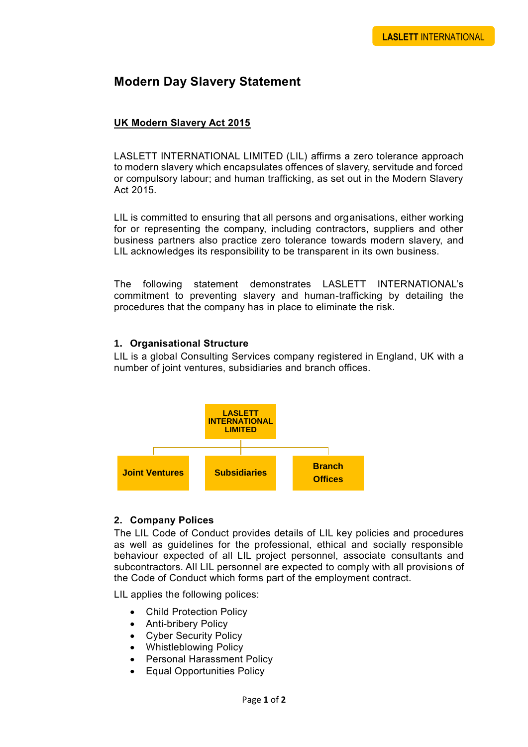# Modern Day Slavery Statement

## UK Modern Slavery Act 2015

LASLETT INTERNATIONAL LIMITED (LIL) affirms a zero tolerance approach to modern slavery which encapsulates offences of slavery, servitude and forced or compulsory labour; and human trafficking, as set out in the Modern Slavery Act 2015.

LIL is committed to ensuring that all persons and organisations, either working for or representing the company, including contractors, suppliers and other business partners also practice zero tolerance towards modern slavery, and LIL acknowledges its responsibility to be transparent in its own business.

The following statement demonstrates LASLETT INTERNATIONAL's commitment to preventing slavery and human-trafficking by detailing the procedures that the company has in place to eliminate the risk.

### 1. Organisational Structure

LIL is a global Consulting Services company registered in England, UK with a number of joint ventures, subsidiaries and branch offices.

**LASLETT INTERNATIONAL LIMITED**

- **Joint Ventures**
- **Subsidiaries**
- **Branch Offices**

### 2. Company Polices

The LIL Code of Conduct provides details of LIL key policies and procedures as well as guidelines for the professional, ethical and socially responsible behaviour expected of all LIL project personnel, associate consultants and subcontractors. All LIL personnel are expected to comply with all provisions of the Code of Conduct which forms part of the employment contract.

LIL applies the following polices:

- Child Protection Policy
- Anti-bribery Policy
- Cyber Security Policy
- Whistleblowing Policy
- Personal Harassment Policy
- Equal Opportunities Policy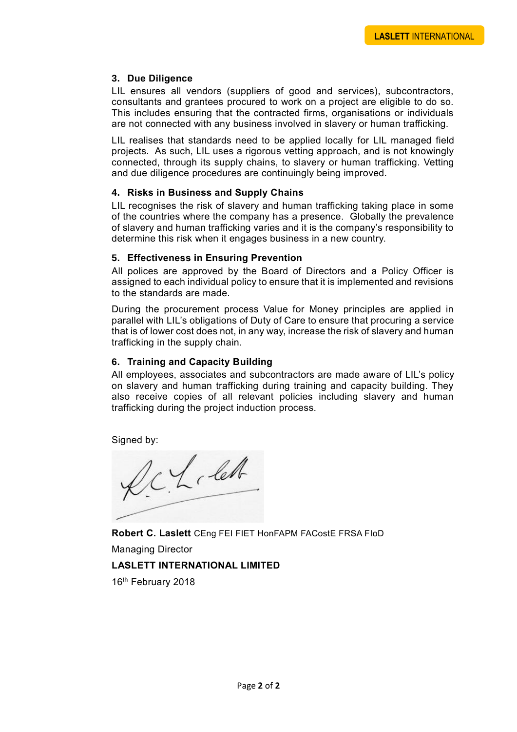### 3. Due Diligence

LIL ensures all vendors (suppliers of good and services), subcontractors, consultants and grantees procured to work on a project are eligible to do so. This includes ensuring that the contracted firms, organisations or individuals are not connected with any business involved in slavery or human trafficking.

LIL realises that standards need to be applied locally for LIL managed field projects. As such, LIL uses a rigorous vetting approach, and is not knowingly connected, through its supply chains, to slavery or human trafficking. Vetting and due diligence procedures are continuingly being improved.

### 4. Risks in Business and Supply Chains

LIL recognises the risk of slavery and human trafficking taking place in some of the countries where the company has a presence. Globally the prevalence of slavery and human trafficking varies and it is the company's responsibility to determine this risk when it engages business in a new country.

### 5. Effectiveness in Ensuring Prevention

All polices are approved by the Board of Directors and a Policy Officer is assigned to each individual policy to ensure that it is implemented and revisions to the standards are made.

During the procurement process Value for Money principles are applied in parallel with LIL's obligations of Duty of Care to ensure that procuring a service that is of lower cost does not, in any way, increase the risk of slavery and human trafficking in the supply chain.

### 6. Training and Capacity Building

All employees, associates and subcontractors are made aware of LIL's policy on slavery and human trafficking during training and capacity building. They also receive copies of all relevant policies including slavery and human trafficking during the project induction process.

Signed by:

**Robert C. Laslett** CEng FEI FIET HonFAPM FACostE FRSA FIoD

Managing Director

**LASLETT INTERNATIONAL LIMITED**

16th February 2018